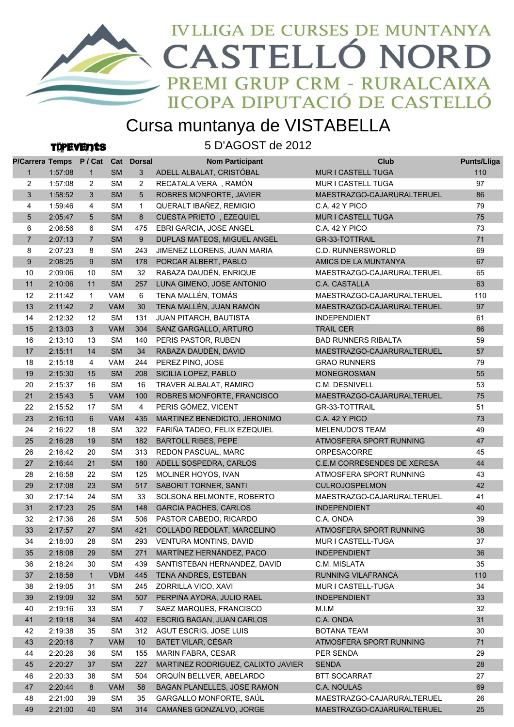# IV LLIGA DE CURSES DE MUNTANYA CASTELLÓ NORD

## PREMI GRUP CRM - RURALCAIXA

## II COPA DIPUTACIÓ DE CASTELLÓ

# Cursa muntanya de VISTABELLA

TOPEVENTS

5 D'AGOST de 2012

| P/Carrera | Temps | P / Cat | Cat | Dorsal | Nom Participant | Club | Punts/Lliga |
|---|---|---|---|---|---|---|---|
| 1 | 1:57:08 | 1 | SM | 3 | ADELL ALBALAT, CRISTÓBAL | MUR I CASTELL TUGA | 110 |
| 2 | 1:57:08 | 2 | SM | 2 | RECATALA VERA , RAMÓN | MUR I CASTELL TUGA | 97 |
| 3 | 1:58:52 | 3 | SM | 5 | ROBRES MONFORTE, JAVIER | MAESTRAZGO-CAJARURALTERUEL | 86 |
| 4 | 1:59:46 | 4 | SM | 1 | QUERALT IBAÑEZ, REMIGIO | C.A. 42 Y PICO | 79 |
| 5 | 2:05:47 | 5 | SM | 8 | CUESTA PRIETO , EZEQUIEL | MUR I CASTELL TUGA | 75 |
| 6 | 2:06:56 | 6 | SM | 475 | EBRI GARCIA, JOSE ANGEL | C.A. 42 Y PICO | 73 |
| 7 | 2:07:13 | 7 | SM | 9 | DUPLAS MATEOS, MIGUEL ANGEL | GR-33-TOTTRAIL | 71 |
| 8 | 2:07:23 | 8 | SM | 243 | JIMENEZ LLORENS, JUAN MARIA | C.D. RUNNERSWORLD | 69 |
| 9 | 2:08:25 | 9 | SM | 178 | PORCAR ALBERT, PABLO | AMICS DE LA MUNTANYA | 67 |
| 10 | 2:09:06 | 10 | SM | 32 | RABAZA DAUDÉN, ENRIQUE | MAESTRAZGO-CAJARURALTERUEL | 65 |
| 11 | 2:10:06 | 11 | SM | 257 | LUNA GIMENO, JOSE ANTONIO | C.A. CASTALLA | 63 |
| 12 | 2:11:42 | 1 | VAM | 6 | TENA MALLÉN, TOMÁS | MAESTRAZGO-CAJARURALTERUEL | 110 |
| 13 | 2:11:42 | 2 | VAM | 30 | TENA MALLÉN, JUAN RAMÓN | MAESTRAZGO-CAJARURALTERUEL | 97 |
| 14 | 2:12:32 | 12 | SM | 131 | JUAN PITARCH, BAUTISTA | INDEPENDIENT | 61 |
| 15 | 2:13:03 | 3 | VAM | 304 | SANZ GARGALLO, ARTURO | TRAIL CER | 86 |
| 16 | 2:13:10 | 13 | SM | 140 | PERIS PASTOR, RUBEN | BAD RUNNERS RIBALTA | 59 |
| 17 | 2:15:11 | 14 | SM | 34 | RABAZA DAUDÉN, DAVID | MAESTRAZGO-CAJARURALTERUEL | 57 |
| 18 | 2:15:18 | 4 | VAM | 244 | PEREZ PINO, JOSE | GRAO RUNNERS | 79 |
| 19 | 2:15:30 | 15 | SM | 208 | SICILIA LOPEZ, PABLO | MONEGROSMAN | 55 |
| 20 | 2:15:37 | 16 | SM | 16 | TRAVER ALBALAT, RAMIRO | C.M. DESNIVELL | 53 |
| 21 | 2:15:43 | 5 | VAM | 100 | ROBRES MONFORTE, FRANCISCO | MAESTRAZGO-CAJARURALTERUEL | 75 |
| 22 | 2:15:52 | 17 | SM | 4 | PERIS GÓMEZ, VICENT | GR-33-TOTTRAIL | 51 |
| 23 | 2:16:10 | 6 | VAM | 435 | MARTINEZ BENEDICTO, JERONIMO | C.A. 42 Y PICO | 73 |
| 24 | 2:16:22 | 18 | SM | 322 | FARIÑA TADEO, FELIX EZEQUIEL | MELENUDO'S TEAM | 49 |
| 25 | 2:16:28 | 19 | SM | 182 | BARTOLL RIBES, PEPE | ATMOSFERA SPORT RUNNING | 47 |
| 26 | 2:16:42 | 20 | SM | 313 | REDON PASCUAL, MARC | ORPESACORRE | 45 |
| 27 | 2:16:44 | 21 | SM | 180 | ADELL SOSPEDRA, CARLOS | C.E.M CORRESENDES DE XERESA | 44 |
| 28 | 2:16:58 | 22 | SM | 125 | MOLINER HOYOS, IVAN | ATMOSFERA SPORT RUNNING | 43 |
| 29 | 2:17:08 | 23 | SM | 517 | SABORIT TORNER, SANTI | CULROJOSPELMON | 42 |
| 30 | 2:17:14 | 24 | SM | 33 | SOLSONA BELMONTE, ROBERTO | MAESTRAZGO-CAJARURALTERUEL | 41 |
| 31 | 2:17:23 | 25 | SM | 148 | GARCIA PACHES, CARLOS | INDEPENDIENT | 40 |
| 32 | 2:17:36 | 26 | SM | 506 | PASTOR CABEDO, RICARDO | C.A. ONDA | 39 |
| 33 | 2:17:57 | 27 | SM | 421 | COLLADO REDOLAT, MARCELINO | ATMOSFERA SPORT RUNNING | 38 |
| 34 | 2:18:00 | 28 | SM | 293 | VENTURA MONTINS, DAVID | MUR I CASTELL-TUGA | 37 |
| 35 | 2:18:08 | 29 | SM | 271 | MARTÍNEZ HERNÁNDEZ, PACO | INDEPENDIENT | 36 |
| 36 | 2:18:24 | 30 | SM | 439 | SANTISTEBAN HERNANDEZ, DAVID | C.M. MISLATA | 35 |
| 37 | 2:18:58 | 1 | VBM | 445 | TENA ANDRES, ESTEBAN | RUNNING VILAFRANCA | 110 |
| 38 | 2:19:05 | 31 | SM | 245 | ZORRILLA VICO, XAVI | MUR I CASTELL-TUGA | 34 |
| 39 | 2:19:09 | 32 | SM | 507 | PERPIÑA AYORA, JULIO RAEL | INDEPENDIENT | 33 |
| 40 | 2:19:16 | 33 | SM | 7 | SAEZ MARQUES, FRANCISCO | M.I.M | 32 |
| 41 | 2:19:18 | 34 | SM | 402 | ESCRIG BAGAN, JUAN CARLOS | C.A. ONDA | 31 |
| 42 | 2:19:38 | 35 | SM | 312 | AGUT ESCRIG, JOSE LUIS | BOTANA TEAM | 30 |
| 43 | 2:20:16 | 7 | VAM | 10 | BATET VILAR, CÉSAR | ATMOSFERA SPORT RUNNING | 71 |
| 44 | 2:20:26 | 36 | SM | 155 | MARIN FABRA, CESAR | PER SENDA | 29 |
| 45 | 2:20:27 | 37 | SM | 227 | MARTINEZ RODRIGUEZ, CALIXTO JAVIER | SENDA | 28 |
| 46 | 2:20:33 | 38 | SM | 504 | ORQUÍN BELLVER, ABELARDO | BTT SOCARRAT | 27 |
| 47 | 2:20:44 | 8 | VAM | 58 | BAGAN PLANELLES, JOSE RAMON | C.A. NOULAS | 69 |
| 48 | 2:21:00 | 39 | SM | 35 | GARGALLO MONFORTE, SAÚL | MAESTRAZGO-CAJARURALTERUEL | 26 |
| 49 | 2:21:00 | 40 | SM | 314 | CAMAÑES GONZALVO, JORGE | MAESTRAZGO-CAJARURALTERUEL | 25 |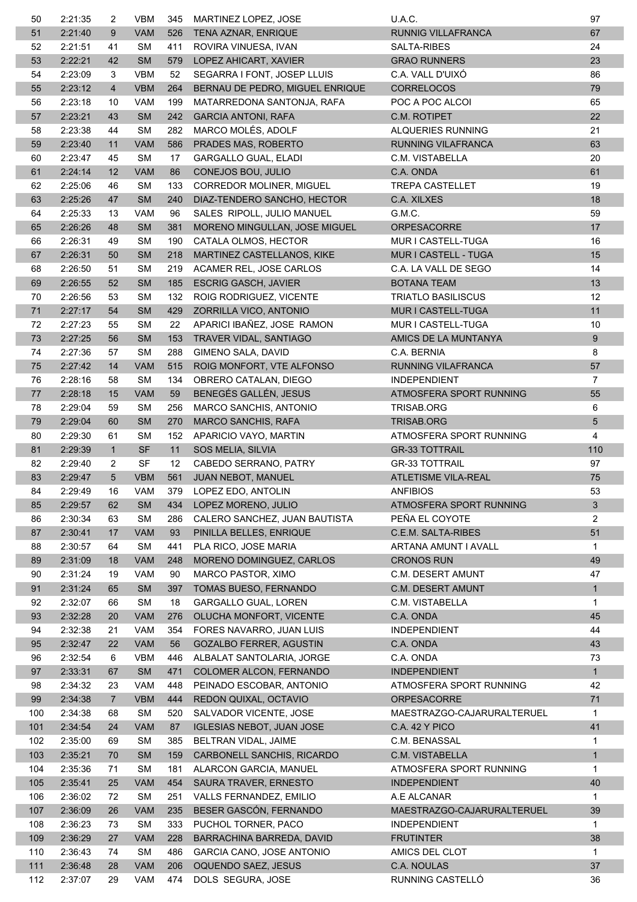| | | | | | | | |
|---|---|---|---|---|---|---|---|
| 50 | 2:21:35 | 2 | VBM | 345 | MARTINEZ LOPEZ, JOSE | U.A.C. | 97 |
| 51 | 2:21:40 | 9 | VAM | 526 | TENA AZNAR, ENRIQUE | RUNNIG VILLAFRANCA | 67 |
| 52 | 2:21:51 | 41 | SM | 411 | ROVIRA VINUESA, IVAN | SALTA-RIBES | 24 |
| 53 | 2:22:21 | 42 | SM | 579 | LOPEZ AHICART, XAVIER | GRAO RUNNERS | 23 |
| 54 | 2:23:09 | 3 | VBM | 52 | SEGARRA I FONT, JOSEP LLUIS | C.A. VALL D'UIXÓ | 86 |
| 55 | 2:23:12 | 4 | VBM | 264 | BERNAU DE PEDRO, MIGUEL ENRIQUE | CORRELOCOS | 79 |
| 56 | 2:23:18 | 10 | VAM | 199 | MATARREDONA SANTONJA, RAFA | POC A POC ALCOI | 65 |
| 57 | 2:23:21 | 43 | SM | 242 | GARCIA ANTONI, RAFA | C.M. ROTIPET | 22 |
| 58 | 2:23:38 | 44 | SM | 282 | MARCO MOLÉS, ADOLF | ALQUERIES RUNNING | 21 |
| 59 | 2:23:40 | 11 | VAM | 586 | PRADES MAS, ROBERTO | RUNNING VILAFRANCA | 63 |
| 60 | 2:23:47 | 45 | SM | 17 | GARGALLO GUAL, ELADI | C.M. VISTABELLA | 20 |
| 61 | 2:24:14 | 12 | VAM | 86 | CONEJOS BOU, JULIO | C.A. ONDA | 61 |
| 62 | 2:25:06 | 46 | SM | 133 | CORREDOR MOLINER, MIGUEL | TREPA CASTELLET | 19 |
| 63 | 2:25:26 | 47 | SM | 240 | DIAZ-TENDERO SANCHO, HECTOR | C.A. XILXES | 18 |
| 64 | 2:25:33 | 13 | VAM | 96 | SALES RIPOLL, JULIO MANUEL | G.M.C. | 59 |
| 65 | 2:26:26 | 48 | SM | 381 | MORENO MINGULLAN, JOSE MIGUEL | ORPESACORRE | 17 |
| 66 | 2:26:31 | 49 | SM | 190 | CATALA OLMOS, HECTOR | MUR I CASTELL-TUGA | 16 |
| 67 | 2:26:31 | 50 | SM | 218 | MARTINEZ CASTELLANOS, KIKE | MUR I CASTELL - TUGA | 15 |
| 68 | 2:26:50 | 51 | SM | 219 | ACAMER REL, JOSE CARLOS | C.A. LA VALL DE SEGO | 14 |
| 69 | 2:26:55 | 52 | SM | 185 | ESCRIG GASCH, JAVIER | BOTANA TEAM | 13 |
| 70 | 2:26:56 | 53 | SM | 132 | ROIG RODRIGUEZ, VICENTE | TRIATLO BASILISCUS | 12 |
| 71 | 2:27:17 | 54 | SM | 429 | ZORRILLA VICO, ANTONIO | MUR I CASTELL-TUGA | 11 |
| 72 | 2:27:23 | 55 | SM | 22 | APARICI IBAÑEZ, JOSE RAMON | MUR I CASTELL-TUGA | 10 |
| 73 | 2:27:25 | 56 | SM | 153 | TRAVER VIDAL, SANTIAGO | AMICS DE LA MUNTANYA | 9 |
| 74 | 2:27:36 | 57 | SM | 288 | GIMENO SALA, DAVID | C.A. BERNIA | 8 |
| 75 | 2:27:42 | 14 | VAM | 515 | ROIG MONFORT, VTE ALFONSO | RUNNING VILAFRANCA | 57 |
| 76 | 2:28:16 | 58 | SM | 134 | OBRERO CATALAN, DIEGO | INDEPENDIENT | 7 |
| 77 | 2:28:18 | 15 | VAM | 59 | BENEGÉS GALLÉN, JESUS | ATMOSFERA SPORT RUNNING | 55 |
| 78 | 2:29:04 | 59 | SM | 256 | MARCO SANCHIS, ANTONIO | TRISAB.ORG | 6 |
| 79 | 2:29:04 | 60 | SM | 270 | MARCO SANCHIS, RAFA | TRISAB.ORG | 5 |
| 80 | 2:29:30 | 61 | SM | 152 | APARICIO VAYO, MARTIN | ATMOSFERA SPORT RUNNING | 4 |
| 81 | 2:29:39 | 1 | SF | 11 | SOS MELIA, SILVIA | GR-33 TOTTRAIL | 110 |
| 82 | 2:29:40 | 2 | SF | 12 | CABEDO SERRANO, PATRY | GR-33 TOTTRAIL | 97 |
| 83 | 2:29:47 | 5 | VBM | 561 | JUAN NEBOT, MANUEL | ATLETISME VILA-REAL | 75 |
| 84 | 2:29:49 | 16 | VAM | 379 | LOPEZ EDO, ANTOLIN | ANFIBIOS | 53 |
| 85 | 2:29:57 | 62 | SM | 434 | LOPEZ MORENO, JULIO | ATMOSFERA SPORT RUNNING | 3 |
| 86 | 2:30:34 | 63 | SM | 286 | CALERO SANCHEZ, JUAN BAUTISTA | PEÑA EL COYOTE | 2 |
| 87 | 2:30:41 | 17 | VAM | 93 | PINILLA BELLES, ENRIQUE | C.E.M. SALTA-RIBES | 51 |
| 88 | 2:30:57 | 64 | SM | 441 | PLA RICO, JOSE MARIA | ARTANA AMUNT I AVALL | 1 |
| 89 | 2:31:09 | 18 | VAM | 248 | MORENO DOMINGUEZ, CARLOS | CRONOS RUN | 49 |
| 90 | 2:31:24 | 19 | VAM | 90 | MARCO PASTOR, XIMO | C.M. DESERT AMUNT | 47 |
| 91 | 2:31:24 | 65 | SM | 397 | TOMAS BUESO, FERNANDO | C.M. DESERT AMUNT | 1 |
| 92 | 2:32:07 | 66 | SM | 18 | GARGALLO GUAL, LOREN | C.M. VISTABELLA | 1 |
| 93 | 2:32:28 | 20 | VAM | 276 | OLUCHA MONFORT, VICENTE | C.A. ONDA | 45 |
| 94 | 2:32:38 | 21 | VAM | 354 | FORES NAVARRO, JUAN LUIS | INDEPENDIENT | 44 |
| 95 | 2:32:47 | 22 | VAM | 56 | GOZALBO FERRER, AGUSTIN | C.A. ONDA | 43 |
| 96 | 2:32:54 | 6 | VBM | 446 | ALBALAT SANTOLARIA, JORGE | C.A. ONDA | 73 |
| 97 | 2:33:31 | 67 | SM | 471 | COLOMER ALCON, FERNANDO | INDEPENDIENT | 1 |
| 98 | 2:34:32 | 23 | VAM | 448 | PEINADO ESCOBAR, ANTONIO | ATMOSFERA SPORT RUNNING | 42 |
| 99 | 2:34:38 | 7 | VBM | 444 | REDON QUIXAL, OCTAVIO | ORPESACORRE | 71 |
| 100 | 2:34:38 | 68 | SM | 520 | SALVADOR VICENTE, JOSE | MAESTRAZGO-CAJARURALTERUEL | 1 |
| 101 | 2:34:54 | 24 | VAM | 87 | IGLESIAS NEBOT, JUAN JOSE | C.A. 42 Y PICO | 41 |
| 102 | 2:35:00 | 69 | SM | 385 | BELTRAN VIDAL, JAIME | C.M. BENASSAL | 1 |
| 103 | 2:35:21 | 70 | SM | 159 | CARBONELL SANCHIS, RICARDO | C.M. VISTABELLA | 1 |
| 104 | 2:35:36 | 71 | SM | 181 | ALARCON GARCIA, MANUEL | ATMOSFERA SPORT RUNNING | 1 |
| 105 | 2:35:41 | 25 | VAM | 454 | SAURA TRAVER, ERNESTO | INDEPENDIENT | 40 |
| 106 | 2:36:02 | 72 | SM | 251 | VALLS FERNANDEZ, EMILIO | A.E ALCANAR | 1 |
| 107 | 2:36:09 | 26 | VAM | 235 | BESER GASCÓN, FERNANDO | MAESTRAZGO-CAJARURALTERUEL | 39 |
| 108 | 2:36:23 | 73 | SM | 333 | PUCHOL TORNER, PACO | INDEPENDIENT | 1 |
| 109 | 2:36:29 | 27 | VAM | 228 | BARRACHINA BARREDA, DAVID | FRUTINTER | 38 |
| 110 | 2:36:43 | 74 | SM | 486 | GARCIA CANO, JOSE ANTONIO | AMICS DEL CLOT | 1 |
| 111 | 2:36:48 | 28 | VAM | 206 | OQUENDO SAEZ, JESUS | C.A. NOULAS | 37 |
| 112 | 2:37:07 | 29 | VAM | 474 | DOLS SEGURA, JOSE | RUNNING CASTELLÓ | 36 |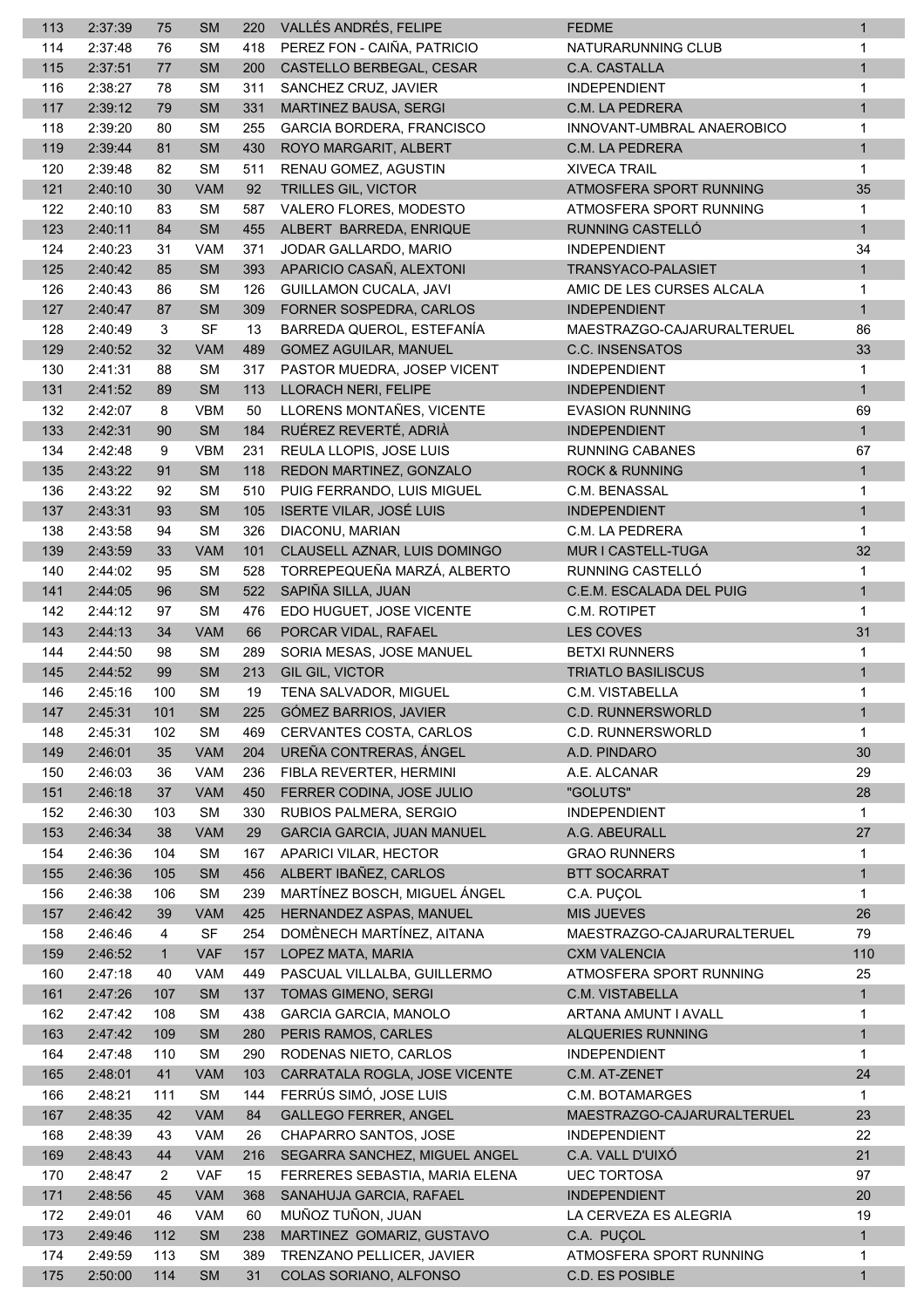| 113 | 2:37:39 | 75 | SM | 220 | VALLÉS ANDRÉS, FELIPE | FEDME | 1 |
|---|---|---|---|---|---|---|---|
| 114 | 2:37:48 | 76 | SM | 418 | PEREZ FON - CAIÑA, PATRICIO | NATURARUNNING CLUB | 1 |
| 115 | 2:37:51 | 77 | SM | 200 | CASTELLO BERBEGAL, CESAR | C.A. CASTALLA | 1 |
| 116 | 2:38:27 | 78 | SM | 311 | SANCHEZ CRUZ, JAVIER | INDEPENDIENT | 1 |
| 117 | 2:39:12 | 79 | SM | 331 | MARTINEZ BAUSA, SERGI | C.M. LA PEDRERA | 1 |
| 118 | 2:39:20 | 80 | SM | 255 | GARCIA BORDERA, FRANCISCO | INNOVANT-UMBRAL ANAEROBICO | 1 |
| 119 | 2:39:44 | 81 | SM | 430 | ROYO MARGARIT, ALBERT | C.M. LA PEDRERA | 1 |
| 120 | 2:39:48 | 82 | SM | 511 | RENAU GOMEZ, AGUSTIN | XIVECA TRAIL | 1 |
| 121 | 2:40:10 | 30 | VAM | 92 | TRILLES GIL, VICTOR | ATMOSFERA SPORT RUNNING | 35 |
| 122 | 2:40:10 | 83 | SM | 587 | VALERO FLORES, MODESTO | ATMOSFERA SPORT RUNNING | 1 |
| 123 | 2:40:11 | 84 | SM | 455 | ALBERT BARREDA, ENRIQUE | RUNNING CASTELLÓ | 1 |
| 124 | 2:40:23 | 31 | VAM | 371 | JODAR GALLARDO, MARIO | INDEPENDIENT | 34 |
| 125 | 2:40:42 | 85 | SM | 393 | APARICIO CASAÑ, ALEXTONI | TRANSYACO-PALASIET | 1 |
| 126 | 2:40:43 | 86 | SM | 126 | GUILLAMON CUCALA, JAVI | AMIC DE LES CURSES ALCALA | 1 |
| 127 | 2:40:47 | 87 | SM | 309 | FORNER SOSPEDRA, CARLOS | INDEPENDIENT | 1 |
| 128 | 2:40:49 | 3 | SF | 13 | BARREDA QUEROL, ESTEFANÍA | MAESTRAZGO-CAJARURALTERUEL | 86 |
| 129 | 2:40:52 | 32 | VAM | 489 | GOMEZ AGUILAR, MANUEL | C.C. INSENSATOS | 33 |
| 130 | 2:41:31 | 88 | SM | 317 | PASTOR MUEDRA, JOSEP VICENT | INDEPENDIENT | 1 |
| 131 | 2:41:52 | 89 | SM | 113 | LLORACH NERI, FELIPE | INDEPENDIENT | 1 |
| 132 | 2:42:07 | 8 | VBM | 50 | LLORENS MONTAÑES, VICENTE | EVASION RUNNING | 69 |
| 133 | 2:42:31 | 90 | SM | 184 | RUÉREZ REVERTÉ, ADRIÀ | INDEPENDIENT | 1 |
| 134 | 2:42:48 | 9 | VBM | 231 | REULA LLOPIS, JOSE LUIS | RUNNING CABANES | 67 |
| 135 | 2:43:22 | 91 | SM | 118 | REDON MARTINEZ, GONZALO | ROCK & RUNNING | 1 |
| 136 | 2:43:22 | 92 | SM | 510 | PUIG FERRANDO, LUIS MIGUEL | C.M. BENASSAL | 1 |
| 137 | 2:43:31 | 93 | SM | 105 | ISERTE VILAR, JOSÉ LUIS | INDEPENDIENT | 1 |
| 138 | 2:43:58 | 94 | SM | 326 | DIACONU, MARIAN | C.M. LA PEDRERA | 1 |
| 139 | 2:43:59 | 33 | VAM | 101 | CLAUSELL AZNAR, LUIS DOMINGO | MUR I CASTELL-TUGA | 32 |
| 140 | 2:44:02 | 95 | SM | 528 | TORREPEQUEÑA MARZÁ, ALBERTO | RUNNING CASTELLÓ | 1 |
| 141 | 2:44:05 | 96 | SM | 522 | SAPIÑA SILLA, JUAN | C.E.M. ESCALADA DEL PUIG | 1 |
| 142 | 2:44:12 | 97 | SM | 476 | EDO HUGUET, JOSE VICENTE | C.M. ROTIPET | 1 |
| 143 | 2:44:13 | 34 | VAM | 66 | PORCAR VIDAL, RAFAEL | LES COVES | 31 |
| 144 | 2:44:50 | 98 | SM | 289 | SORIA MESAS, JOSE MANUEL | BETXI RUNNERS | 1 |
| 145 | 2:44:52 | 99 | SM | 213 | GIL GIL, VICTOR | TRIATLO BASILISCUS | 1 |
| 146 | 2:45:16 | 100 | SM | 19 | TENA SALVADOR, MIGUEL | C.M. VISTABELLA | 1 |
| 147 | 2:45:31 | 101 | SM | 225 | GÓMEZ BARRIOS, JAVIER | C.D. RUNNERSWORLD | 1 |
| 148 | 2:45:31 | 102 | SM | 469 | CERVANTES COSTA, CARLOS | C.D. RUNNERSWORLD | 1 |
| 149 | 2:46:01 | 35 | VAM | 204 | UREÑA CONTRERAS, ÁNGEL | A.D. PINDARO | 30 |
| 150 | 2:46:03 | 36 | VAM | 236 | FIBLA REVERTER, HERMINI | A.E. ALCANAR | 29 |
| 151 | 2:46:18 | 37 | VAM | 450 | FERRER CODINA, JOSE JULIO | "GOLUTS" | 28 |
| 152 | 2:46:30 | 103 | SM | 330 | RUBIOS PALMERA, SERGIO | INDEPENDIENT | 1 |
| 153 | 2:46:34 | 38 | VAM | 29 | GARCIA GARCIA, JUAN MANUEL | A.G. ABEURALL | 27 |
| 154 | 2:46:36 | 104 | SM | 167 | APARICI VILAR, HECTOR | GRAO RUNNERS | 1 |
| 155 | 2:46:36 | 105 | SM | 456 | ALBERT IBAÑEZ, CARLOS | BTT SOCARRAT | 1 |
| 156 | 2:46:38 | 106 | SM | 239 | MARTÍNEZ BOSCH, MIGUEL ÁNGEL | C.A. PUÇOL | 1 |
| 157 | 2:46:42 | 39 | VAM | 425 | HERNANDEZ ASPAS, MANUEL | MIS JUEVES | 26 |
| 158 | 2:46:46 | 4 | SF | 254 | DOMÈNECH MARTÍNEZ, AITANA | MAESTRAZGO-CAJARURALTERUEL | 79 |
| 159 | 2:46:52 | 1 | VAF | 157 | LOPEZ MATA, MARIA | CXM VALENCIA | 110 |
| 160 | 2:47:18 | 40 | VAM | 449 | PASCUAL VILLALBA, GUILLERMO | ATMOSFERA SPORT RUNNING | 25 |
| 161 | 2:47:26 | 107 | SM | 137 | TOMAS GIMENO, SERGI | C.M. VISTABELLA | 1 |
| 162 | 2:47:42 | 108 | SM | 438 | GARCIA GARCIA, MANOLO | ARTANA AMUNT I AVALL | 1 |
| 163 | 2:47:42 | 109 | SM | 280 | PERIS RAMOS, CARLES | ALQUERIES RUNNING | 1 |
| 164 | 2:47:48 | 110 | SM | 290 | RODENAS NIETO, CARLOS | INDEPENDIENT | 1 |
| 165 | 2:48:01 | 41 | VAM | 103 | CARRATALA ROGLA, JOSE VICENTE | C.M. AT-ZENET | 24 |
| 166 | 2:48:21 | 111 | SM | 144 | FERRÚS SIMÓ, JOSE LUIS | C.M. BOTAMARGES | 1 |
| 167 | 2:48:35 | 42 | VAM | 84 | GALLEGO FERRER, ANGEL | MAESTRAZGO-CAJARURALTERUEL | 23 |
| 168 | 2:48:39 | 43 | VAM | 26 | CHAPARRO SANTOS, JOSE | INDEPENDIENT | 22 |
| 169 | 2:48:43 | 44 | VAM | 216 | SEGARRA SANCHEZ, MIGUEL ANGEL | C.A. VALL D'UIXÓ | 21 |
| 170 | 2:48:47 | 2 | VAF | 15 | FERRERES SEBASTIA, MARIA ELENA | UEC TORTOSA | 97 |
| 171 | 2:48:56 | 45 | VAM | 368 | SANAHUJA GARCIA, RAFAEL | INDEPENDIENT | 20 |
| 172 | 2:49:01 | 46 | VAM | 60 | MUÑOZ TUÑON, JUAN | LA CERVEZA ES ALEGRIA | 19 |
| 173 | 2:49:46 | 112 | SM | 238 | MARTINEZ GOMARIZ, GUSTAVO | C.A. PUÇOL | 1 |
| 174 | 2:49:59 | 113 | SM | 389 | TRENZANO PELLICER, JAVIER | ATMOSFERA SPORT RUNNING | 1 |
| 175 | 2:50:00 | 114 | SM | 31 | COLAS SORIANO, ALFONSO | C.D. ES POSIBLE | 1 |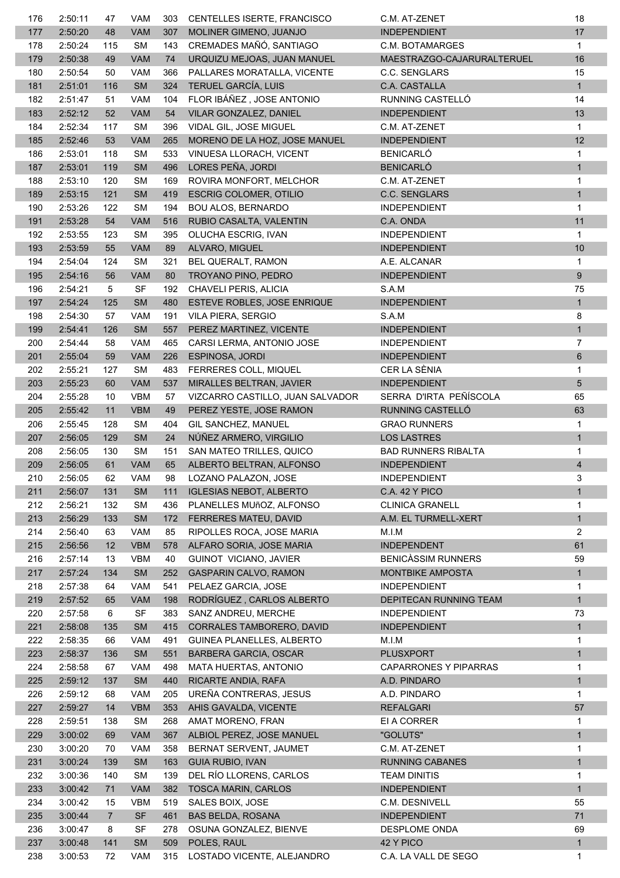| | | | | | | | |
|---|---|---|---|---|---|---|---|
| 176 | 2:50:11 | 47 | VAM | 303 | CENTELLES ISERTE, FRANCISCO | C.M. AT-ZENET | 18 |
| 177 | 2:50:20 | 48 | VAM | 307 | MOLINER GIMENO, JUANJO | INDEPENDIENT | 17 |
| 178 | 2:50:24 | 115 | SM | 143 | CREMADES MAÑÓ, SANTIAGO | C.M. BOTAMARGES | 1 |
| 179 | 2:50:38 | 49 | VAM | 74 | URQUIZU MEJOAS, JUAN MANUEL | MAESTRAZGO-CAJARURALTERUEL | 16 |
| 180 | 2:50:54 | 50 | VAM | 366 | PALLARES MORATALLA, VICENTE | C.C. SENGLARS | 15 |
| 181 | 2:51:01 | 116 | SM | 324 | TERUEL GARCÍA, LUIS | C.A. CASTALLA | 1 |
| 182 | 2:51:47 | 51 | VAM | 104 | FLOR IBÁÑEZ , JOSE ANTONIO | RUNNING CASTELLÓ | 14 |
| 183 | 2:52:12 | 52 | VAM | 54 | VILAR GONZALEZ, DANIEL | INDEPENDIENT | 13 |
| 184 | 2:52:34 | 117 | SM | 396 | VIDAL GIL, JOSE MIGUEL | C.M. AT-ZENET | 1 |
| 185 | 2:52:46 | 53 | VAM | 265 | MORENO DE LA HOZ, JOSE MANUEL | INDEPENDIENT | 12 |
| 186 | 2:53:01 | 118 | SM | 533 | VINUESA LLORACH, VICENT | BENICARLÓ | 1 |
| 187 | 2:53:01 | 119 | SM | 496 | LORES PEÑA, JORDI | BENICARLÓ | 1 |
| 188 | 2:53:10 | 120 | SM | 169 | ROVIRA MONFORT, MELCHOR | C.M. AT-ZENET | 1 |
| 189 | 2:53:15 | 121 | SM | 419 | ESCRIG COLOMER, OTILIO | C.C. SENGLARS | 1 |
| 190 | 2:53:26 | 122 | SM | 194 | BOU ALOS, BERNARDO | INDEPENDIENT | 1 |
| 191 | 2:53:28 | 54 | VAM | 516 | RUBIO CASALTA, VALENTIN | C.A. ONDA | 11 |
| 192 | 2:53:55 | 123 | SM | 395 | OLUCHA ESCRIG, IVAN | INDEPENDIENT | 1 |
| 193 | 2:53:59 | 55 | VAM | 89 | ALVARO, MIGUEL | INDEPENDIENT | 10 |
| 194 | 2:54:04 | 124 | SM | 321 | BEL QUERALT, RAMON | A.E. ALCANAR | 1 |
| 195 | 2:54:16 | 56 | VAM | 80 | TROYANO PINO, PEDRO | INDEPENDIENT | 9 |
| 196 | 2:54:21 | 5 | SF | 192 | CHAVELI PERIS, ALICIA | S.A.M | 75 |
| 197 | 2:54:24 | 125 | SM | 480 | ESTEVE ROBLES, JOSE ENRIQUE | INDEPENDIENT | 1 |
| 198 | 2:54:30 | 57 | VAM | 191 | VILA PIERA, SERGIO | S.A.M | 8 |
| 199 | 2:54:41 | 126 | SM | 557 | PEREZ MARTINEZ, VICENTE | INDEPENDIENT | 1 |
| 200 | 2:54:44 | 58 | VAM | 465 | CARSI LERMA, ANTONIO JOSE | INDEPENDIENT | 7 |
| 201 | 2:55:04 | 59 | VAM | 226 | ESPINOSA, JORDI | INDEPENDIENT | 6 |
| 202 | 2:55:21 | 127 | SM | 483 | FERRERES COLL, MIQUEL | CER LA SÈNIA | 1 |
| 203 | 2:55:23 | 60 | VAM | 537 | MIRALLES BELTRAN, JAVIER | INDEPENDIENT | 5 |
| 204 | 2:55:28 | 10 | VBM | 57 | VIZCARRO CASTILLO, JUAN SALVADOR | SERRA D'IRTA PEÑÍSCOLA | 65 |
| 205 | 2:55:42 | 11 | VBM | 49 | PEREZ YESTE, JOSE RAMON | RUNNING CASTELLÓ | 63 |
| 206 | 2:55:45 | 128 | SM | 404 | GIL SANCHEZ, MANUEL | GRAO RUNNERS | 1 |
| 207 | 2:56:05 | 129 | SM | 24 | NÚÑEZ ARMERO, VIRGILIO | LOS LASTRES | 1 |
| 208 | 2:56:05 | 130 | SM | 151 | SAN MATEO TRILLES, QUICO | BAD RUNNERS RIBALTA | 1 |
| 209 | 2:56:05 | 61 | VAM | 65 | ALBERTO BELTRAN, ALFONSO | INDEPENDIENT | 4 |
| 210 | 2:56:05 | 62 | VAM | 98 | LOZANO PALAZON, JOSE | INDEPENDIENT | 3 |
| 211 | 2:56:07 | 131 | SM | 111 | IGLESIAS NEBOT, ALBERTO | C.A. 42 Y PICO | 1 |
| 212 | 2:56:21 | 132 | SM | 436 | PLANELLES MUñOZ, ALFONSO | CLINICA GRANELL | 1 |
| 213 | 2:56:29 | 133 | SM | 172 | FERRERES MATEU, DAVID | A.M. EL TURMELL-XERT | 1 |
| 214 | 2:56:40 | 63 | VAM | 85 | RIPOLLES ROCA, JOSE MARIA | M.I.M | 2 |
| 215 | 2:56:56 | 12 | VBM | 578 | ALFARO SORIA, JOSE MARIA | INDEPENDENT | 61 |
| 216 | 2:57:14 | 13 | VBM | 40 | GUINOT VICIANO, JAVIER | BENICÀSSIM RUNNERS | 59 |
| 217 | 2:57:24 | 134 | SM | 252 | GASPARIN CALVO, RAMON | MONTBIKE AMPOSTA | 1 |
| 218 | 2:57:38 | 64 | VAM | 541 | PELAEZ GARCIA, JOSE | INDEPENDIENT | 1 |
| 219 | 2:57:52 | 65 | VAM | 198 | RODRÍGUEZ , CARLOS ALBERTO | DEPITECAN RUNNING TEAM | 1 |
| 220 | 2:57:58 | 6 | SF | 383 | SANZ ANDREU, MERCHE | INDEPENDIENT | 73 |
| 221 | 2:58:08 | 135 | SM | 415 | CORRALES TAMBORERO, DAVID | INDEPENDIENT | 1 |
| 222 | 2:58:35 | 66 | VAM | 491 | GUINEA PLANELLES, ALBERTO | M.I.M | 1 |
| 223 | 2:58:37 | 136 | SM | 551 | BARBERA GARCIA, OSCAR | PLUSXPORT | 1 |
| 224 | 2:58:58 | 67 | VAM | 498 | MATA HUERTAS, ANTONIO | CAPARRONES Y PIPARRAS | 1 |
| 225 | 2:59:12 | 137 | SM | 440 | RICARTE ANDIA, RAFA | A.D. PINDARO | 1 |
| 226 | 2:59:12 | 68 | VAM | 205 | UREÑA CONTRERAS, JESUS | A.D. PINDARO | 1 |
| 227 | 2:59:27 | 14 | VBM | 353 | AHIS GAVALDA, VICENTE | REFALGARI | 57 |
| 228 | 2:59:51 | 138 | SM | 268 | AMAT MORENO, FRAN | EI A CORRER | 1 |
| 229 | 3:00:02 | 69 | VAM | 367 | ALBIOL PEREZ, JOSE MANUEL | "GOLUTS" | 1 |
| 230 | 3:00:20 | 70 | VAM | 358 | BERNAT SERVENT, JAUMET | C.M. AT-ZENET | 1 |
| 231 | 3:00:24 | 139 | SM | 163 | GUIA RUBIO, IVAN | RUNNING CABANES | 1 |
| 232 | 3:00:36 | 140 | SM | 139 | DEL RÍO LLORENS, CARLOS | TEAM DINITIS | 1 |
| 233 | 3:00:42 | 71 | VAM | 382 | TOSCA MARIN, CARLOS | INDEPENDIENT | 1 |
| 234 | 3:00:42 | 15 | VBM | 519 | SALES BOIX, JOSE | C.M. DESNIVELL | 55 |
| 235 | 3:00:44 | 7 | SF | 461 | BAS BELDA, ROSANA | INDEPENDIENT | 71 |
| 236 | 3:00:47 | 8 | SF | 278 | OSUNA GONZALEZ, BIENVE | DESPLOME ONDA | 69 |
| 237 | 3:00:48 | 141 | SM | 509 | POLES, RAUL | 42 Y PICO | 1 |
| 238 | 3:00:53 | 72 | VAM | 315 | LOSTADO VICENTE, ALEJANDRO | C.A. LA VALL DE SEGO | 1 |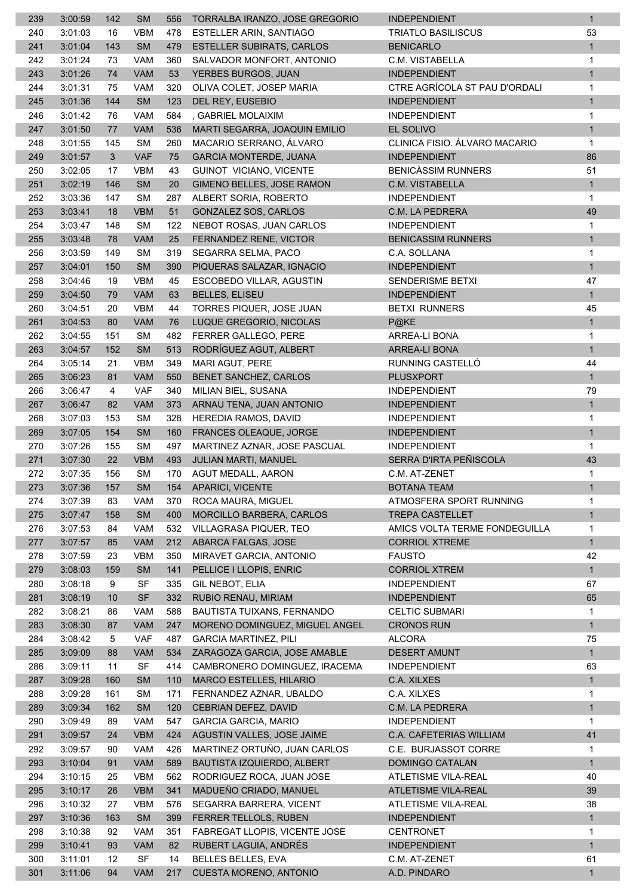| | | | | | | | |
|---|---|---|---|---|---|---|---|
| 239 | 3:00:59 | 142 | SM | 556 | TORRALBA IRANZO, JOSE GREGORIO | INDEPENDIENT | 1 |
| 240 | 3:01:03 | 16 | VBM | 478 | ESTELLER ARIN, SANTIAGO | TRIATLO BASILISCUS | 53 |
| 241 | 3:01:04 | 143 | SM | 479 | ESTELLER SUBIRATS, CARLOS | BENICARLO | 1 |
| 242 | 3:01:24 | 73 | VAM | 360 | SALVADOR MONFORT, ANTONIO | C.M. VISTABELLA | 1 |
| 243 | 3:01:26 | 74 | VAM | 53 | YERBES BURGOS, JUAN | INDEPENDIENT | 1 |
| 244 | 3:01:31 | 75 | VAM | 320 | OLIVA COLET, JOSEP MARIA | CTRE AGRÍCOLA ST PAU D'ORDALI | 1 |
| 245 | 3:01:36 | 144 | SM | 123 | DEL REY, EUSEBIO | INDEPENDIENT | 1 |
| 246 | 3:01:42 | 76 | VAM | 584 | , GABRIEL MOLAIXIM | INDEPENDIENT | 1 |
| 247 | 3:01:50 | 77 | VAM | 536 | MARTI SEGARRA, JOAQUIN EMILIO | EL SOLIVO | 1 |
| 248 | 3:01:55 | 145 | SM | 260 | MACARIO SERRANO, ÁLVARO | CLINICA FISIO. ÁLVARO MACARIO | 1 |
| 249 | 3:01:57 | 3 | VAF | 75 | GARCIA MONTERDE, JUANA | INDEPENDIENT | 86 |
| 250 | 3:02:05 | 17 | VBM | 43 | GUINOT VICIANO, VICENTE | BENICÀSSIM RUNNERS | 51 |
| 251 | 3:02:19 | 146 | SM | 20 | GIMENO BELLES, JOSE RAMON | C.M. VISTABELLA | 1 |
| 252 | 3:03:36 | 147 | SM | 287 | ALBERT SORIA, ROBERTO | INDEPENDIENT | 1 |
| 253 | 3:03:41 | 18 | VBM | 51 | GONZALEZ SOS, CARLOS | C.M. LA PEDRERA | 49 |
| 254 | 3:03:47 | 148 | SM | 122 | NEBOT ROSAS, JUAN CARLOS | INDEPENDIENT | 1 |
| 255 | 3:03:48 | 78 | VAM | 25 | FERNANDEZ RENE, VICTOR | BENICASSIM RUNNERS | 1 |
| 256 | 3:03:59 | 149 | SM | 319 | SEGARRA SELMA, PACO | C.A. SOLLANA | 1 |
| 257 | 3:04:01 | 150 | SM | 390 | PIQUERAS SALAZAR, IGNACIO | INDEPENDIENT | 1 |
| 258 | 3:04:46 | 19 | VBM | 45 | ESCOBEDO VILLAR, AGUSTIN | SENDERISME BETXI | 47 |
| 259 | 3:04:50 | 79 | VAM | 63 | BELLES, ELISEU | INDEPENDIENT | 1 |
| 260 | 3:04:51 | 20 | VBM | 44 | TORRES PIQUER, JOSE JUAN | BETXI RUNNERS | 45 |
| 261 | 3:04:53 | 80 | VAM | 76 | LUQUE GREGORIO, NICOLAS | P@KE | 1 |
| 262 | 3:04:55 | 151 | SM | 482 | FERRER GALLEGO, PERE | ARREA-LI BONA | 1 |
| 263 | 3:04:57 | 152 | SM | 513 | RODRÍGUEZ AGUT, ALBERT | ARREA-LI BONA | 1 |
| 264 | 3:05:14 | 21 | VBM | 349 | MARI AGUT, PERE | RUNNING CASTELLÓ | 44 |
| 265 | 3:06:23 | 81 | VAM | 550 | BENET SANCHEZ, CARLOS | PLUSXPORT | 1 |
| 266 | 3:06:47 | 4 | VAF | 340 | MILIAN BIEL, SUSANA | INDEPENDIENT | 79 |
| 267 | 3:06:47 | 82 | VAM | 373 | ARNAU TENA, JUAN ANTONIO | INDEPENDIENT | 1 |
| 268 | 3:07:03 | 153 | SM | 328 | HEREDIA RAMOS, DAVID | INDEPENDIENT | 1 |
| 269 | 3:07:05 | 154 | SM | 160 | FRANCES OLEAQUE, JORGE | INDEPENDIENT | 1 |
| 270 | 3:07:26 | 155 | SM | 497 | MARTINEZ AZNAR, JOSE PASCUAL | INDEPENDIENT | 1 |
| 271 | 3:07:30 | 22 | VBM | 493 | JULIAN MARTI, MANUEL | SERRA D'IRTA PEÑISCOLA | 43 |
| 272 | 3:07:35 | 156 | SM | 170 | AGUT MEDALL, AARON | C.M. AT-ZENET | 1 |
| 273 | 3:07:36 | 157 | SM | 154 | APARICI, VICENTE | BOTANA TEAM | 1 |
| 274 | 3:07:39 | 83 | VAM | 370 | ROCA MAURA, MIGUEL | ATMOSFERA SPORT RUNNING | 1 |
| 275 | 3:07:47 | 158 | SM | 400 | MORCILLO BARBERA, CARLOS | TREPA CASTELLET | 1 |
| 276 | 3:07:53 | 84 | VAM | 532 | VILLAGRASA PIQUER, TEO | AMICS VOLTA TERME FONDEGUILLA | 1 |
| 277 | 3:07:57 | 85 | VAM | 212 | ABARCA FALGAS, JOSE | CORRIOL XTREME | 1 |
| 278 | 3:07:59 | 23 | VBM | 350 | MIRAVET GARCIA, ANTONIO | FAUSTO | 42 |
| 279 | 3:08:03 | 159 | SM | 141 | PELLICE I LLOPIS, ENRIC | CORRIOL XTREM | 1 |
| 280 | 3:08:18 | 9 | SF | 335 | GIL NEBOT, ELIA | INDEPENDIENT | 67 |
| 281 | 3:08:19 | 10 | SF | 332 | RUBIO RENAU, MIRIAM | INDEPENDIENT | 65 |
| 282 | 3:08:21 | 86 | VAM | 588 | BAUTISTA TUIXANS, FERNANDO | CELTIC SUBMARI | 1 |
| 283 | 3:08:30 | 87 | VAM | 247 | MORENO DOMINGUEZ, MIGUEL ANGEL | CRONOS RUN | 1 |
| 284 | 3:08:42 | 5 | VAF | 487 | GARCIA MARTINEZ, PILI | ALCORA | 75 |
| 285 | 3:09:09 | 88 | VAM | 534 | ZARAGOZA GARCIA, JOSE AMABLE | DESERT AMUNT | 1 |
| 286 | 3:09:11 | 11 | SF | 414 | CAMBRONERO DOMINGUEZ, IRACEMA | INDEPENDIENT | 63 |
| 287 | 3:09:28 | 160 | SM | 110 | MARCO ESTELLES, HILARIO | C.A. XILXES | 1 |
| 288 | 3:09:28 | 161 | SM | 171 | FERNANDEZ AZNAR, UBALDO | C.A. XILXES | 1 |
| 289 | 3:09:34 | 162 | SM | 120 | CEBRIAN DEFEZ, DAVID | C.M. LA PEDRERA | 1 |
| 290 | 3:09:49 | 89 | VAM | 547 | GARCIA GARCIA, MARIO | INDEPENDIENT | 1 |
| 291 | 3:09:57 | 24 | VBM | 424 | AGUSTIN VALLES, JOSE JAIME | C.A. CAFETERIAS WILLIAM | 41 |
| 292 | 3:09:57 | 90 | VAM | 426 | MARTINEZ ORTUÑO, JUAN CARLOS | C.E. BURJASSOT CORRE | 1 |
| 293 | 3:10:04 | 91 | VAM | 589 | BAUTISTA IZQUIERDO, ALBERT | DOMINGO CATALAN | 1 |
| 294 | 3:10:15 | 25 | VBM | 562 | RODRIGUEZ ROCA, JUAN JOSE | ATLETISME VILA-REAL | 40 |
| 295 | 3:10:17 | 26 | VBM | 341 | MADUEÑO CRIADO, MANUEL | ATLETISME VILA-REAL | 39 |
| 296 | 3:10:32 | 27 | VBM | 576 | SEGARRA BARRERA, VICENT | ATLETISME VILA-REAL | 38 |
| 297 | 3:10:36 | 163 | SM | 399 | FERRER TELLOLS, RUBEN | INDEPENDIENT | 1 |
| 298 | 3:10:38 | 92 | VAM | 351 | FABREGAT LLOPIS, VICENTE JOSE | CENTRONET | 1 |
| 299 | 3:10:41 | 93 | VAM | 82 | RUBERT LAGUIA, ANDRÉS | INDEPENDIENT | 1 |
| 300 | 3:11:01 | 12 | SF | 14 | BELLES BELLES, EVA | C.M. AT-ZENET | 61 |
| 301 | 3:11:06 | 94 | VAM | 217 | CUESTA MORENO, ANTONIO | A.D. PINDARO | 1 |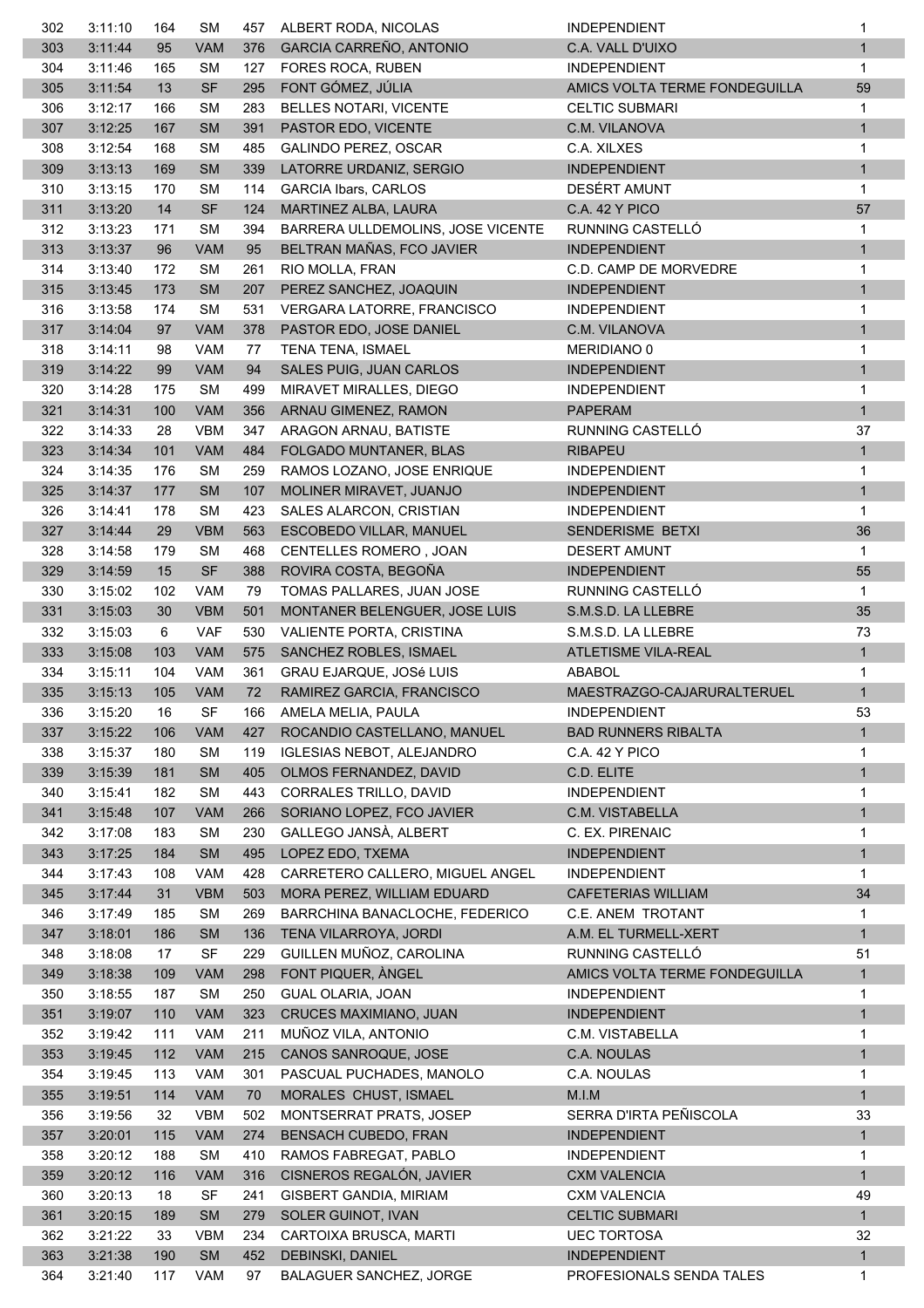| 302 | 3:11:10 | 164 | SM | 457 | ALBERT RODA, NICOLAS | INDEPENDIENT | 1 |
|---|---|---|---|---|---|---|---|
| 303 | 3:11:44 | 95 | VAM | 376 | GARCIA CARREÑO, ANTONIO | C.A. VALL D'UIXO | 1 |
| 304 | 3:11:46 | 165 | SM | 127 | FORES ROCA, RUBEN | INDEPENDIENT | 1 |
| 305 | 3:11:54 | 13 | SF | 295 | FONT GÓMEZ, JÚLIA | AMICS VOLTA TERME FONDEGUILLA | 59 |
| 306 | 3:12:17 | 166 | SM | 283 | BELLES NOTARI, VICENTE | CELTIC SUBMARI | 1 |
| 307 | 3:12:25 | 167 | SM | 391 | PASTOR EDO, VICENTE | C.M. VILANOVA | 1 |
| 308 | 3:12:54 | 168 | SM | 485 | GALINDO PEREZ, OSCAR | C.A. XILXES | 1 |
| 309 | 3:13:13 | 169 | SM | 339 | LATORRE URDANIZ, SERGIO | INDEPENDIENT | 1 |
| 310 | 3:13:15 | 170 | SM | 114 | GARCIA Ibars, CARLOS | DESÉRT AMUNT | 1 |
| 311 | 3:13:20 | 14 | SF | 124 | MARTINEZ ALBA, LAURA | C.A. 42 Y PICO | 57 |
| 312 | 3:13:23 | 171 | SM | 394 | BARRERA ULLDEMOLINS, JOSE VICENTE | RUNNING CASTELLÓ | 1 |
| 313 | 3:13:37 | 96 | VAM | 95 | BELTRAN MAÑAS, FCO JAVIER | INDEPENDIENT | 1 |
| 314 | 3:13:40 | 172 | SM | 261 | RIO MOLLA, FRAN | C.D. CAMP DE MORVEDRE | 1 |
| 315 | 3:13:45 | 173 | SM | 207 | PEREZ SANCHEZ, JOAQUIN | INDEPENDIENT | 1 |
| 316 | 3:13:58 | 174 | SM | 531 | VERGARA LATORRE, FRANCISCO | INDEPENDIENT | 1 |
| 317 | 3:14:04 | 97 | VAM | 378 | PASTOR EDO, JOSE DANIEL | C.M. VILANOVA | 1 |
| 318 | 3:14:11 | 98 | VAM | 77 | TENA TENA, ISMAEL | MERIDIANO 0 | 1 |
| 319 | 3:14:22 | 99 | VAM | 94 | SALES PUIG, JUAN CARLOS | INDEPENDIENT | 1 |
| 320 | 3:14:28 | 175 | SM | 499 | MIRAVET MIRALLES, DIEGO | INDEPENDIENT | 1 |
| 321 | 3:14:31 | 100 | VAM | 356 | ARNAU GIMENEZ, RAMON | PAPERAM | 1 |
| 322 | 3:14:33 | 28 | VBM | 347 | ARAGON ARNAU, BATISTE | RUNNING CASTELLÓ | 37 |
| 323 | 3:14:34 | 101 | VAM | 484 | FOLGADO MUNTANER, BLAS | RIBAPEU | 1 |
| 324 | 3:14:35 | 176 | SM | 259 | RAMOS LOZANO, JOSE ENRIQUE | INDEPENDIENT | 1 |
| 325 | 3:14:37 | 177 | SM | 107 | MOLINER MIRAVET, JUANJO | INDEPENDIENT | 1 |
| 326 | 3:14:41 | 178 | SM | 423 | SALES ALARCON, CRISTIAN | INDEPENDIENT | 1 |
| 327 | 3:14:44 | 29 | VBM | 563 | ESCOBEDO VILLAR, MANUEL | SENDERISME BETXI | 36 |
| 328 | 3:14:58 | 179 | SM | 468 | CENTELLES ROMERO , JOAN | DESERT AMUNT | 1 |
| 329 | 3:14:59 | 15 | SF | 388 | ROVIRA COSTA, BEGOÑA | INDEPENDIENT | 55 |
| 330 | 3:15:02 | 102 | VAM | 79 | TOMAS PALLARES, JUAN JOSE | RUNNING CASTELLÓ | 1 |
| 331 | 3:15:03 | 30 | VBM | 501 | MONTANER BELENGUER, JOSE LUIS | S.M.S.D. LA LLEBRE | 35 |
| 332 | 3:15:03 | 6 | VAF | 530 | VALIENTE PORTA, CRISTINA | S.M.S.D. LA LLEBRE | 73 |
| 333 | 3:15:08 | 103 | VAM | 575 | SANCHEZ ROBLES, ISMAEL | ATLETISME VILA-REAL | 1 |
| 334 | 3:15:11 | 104 | VAM | 361 | GRAU EJARQUE, JOSé LUIS | ABABOL | 1 |
| 335 | 3:15:13 | 105 | VAM | 72 | RAMIREZ GARCIA, FRANCISCO | MAESTRAZGO-CAJARURALTERUEL | 1 |
| 336 | 3:15:20 | 16 | SF | 166 | AMELA MELIA, PAULA | INDEPENDIENT | 53 |
| 337 | 3:15:22 | 106 | VAM | 427 | ROCANDIO CASTELLANO, MANUEL | BAD RUNNERS RIBALTA | 1 |
| 338 | 3:15:37 | 180 | SM | 119 | IGLESIAS NEBOT, ALEJANDRO | C.A. 42 Y PICO | 1 |
| 339 | 3:15:39 | 181 | SM | 405 | OLMOS FERNANDEZ, DAVID | C.D. ELITE | 1 |
| 340 | 3:15:41 | 182 | SM | 443 | CORRALES TRILLO, DAVID | INDEPENDIENT | 1 |
| 341 | 3:15:48 | 107 | VAM | 266 | SORIANO LOPEZ, FCO JAVIER | C.M. VISTABELLA | 1 |
| 342 | 3:17:08 | 183 | SM | 230 | GALLEGO JANSÀ, ALBERT | C. EX. PIRENAIC | 1 |
| 343 | 3:17:25 | 184 | SM | 495 | LOPEZ EDO, TXEMA | INDEPENDIENT | 1 |
| 344 | 3:17:43 | 108 | VAM | 428 | CARRETERO CALLERO, MIGUEL ANGEL | INDEPENDIENT | 1 |
| 345 | 3:17:44 | 31 | VBM | 503 | MORA PEREZ, WILLIAM EDUARD | CAFETERIAS WILLIAM | 34 |
| 346 | 3:17:49 | 185 | SM | 269 | BARRCHINA BANACLOCHE, FEDERICO | C.E. ANEM TROTANT | 1 |
| 347 | 3:18:01 | 186 | SM | 136 | TENA VILARROYA, JORDI | A.M. EL TURMELL-XERT | 1 |
| 348 | 3:18:08 | 17 | SF | 229 | GUILLEN MUÑOZ, CAROLINA | RUNNING CASTELLÓ | 51 |
| 349 | 3:18:38 | 109 | VAM | 298 | FONT PIQUER, ÀNGEL | AMICS VOLTA TERME FONDEGUILLA | 1 |
| 350 | 3:18:55 | 187 | SM | 250 | GUAL OLARIA, JOAN | INDEPENDIENT | 1 |
| 351 | 3:19:07 | 110 | VAM | 323 | CRUCES MAXIMIANO, JUAN | INDEPENDIENT | 1 |
| 352 | 3:19:42 | 111 | VAM | 211 | MUÑOZ VILA, ANTONIO | C.M. VISTABELLA | 1 |
| 353 | 3:19:45 | 112 | VAM | 215 | CANOS SANROQUE, JOSE | C.A. NOULAS | 1 |
| 354 | 3:19:45 | 113 | VAM | 301 | PASCUAL PUCHADES, MANOLO | C.A. NOULAS | 1 |
| 355 | 3:19:51 | 114 | VAM | 70 | MORALES CHUST, ISMAEL | M.I.M | 1 |
| 356 | 3:19:56 | 32 | VBM | 502 | MONTSERRAT PRATS, JOSEP | SERRA D'IRTA PEÑISCOLA | 33 |
| 357 | 3:20:01 | 115 | VAM | 274 | BENSACH CUBEDO, FRAN | INDEPENDIENT | 1 |
| 358 | 3:20:12 | 188 | SM | 410 | RAMOS FABREGAT, PABLO | INDEPENDIENT | 1 |
| 359 | 3:20:12 | 116 | VAM | 316 | CISNEROS REGALÓN, JAVIER | CXM VALENCIA | 1 |
| 360 | 3:20:13 | 18 | SF | 241 | GISBERT GANDIA, MIRIAM | CXM VALENCIA | 49 |
| 361 | 3:20:15 | 189 | SM | 279 | SOLER GUINOT, IVAN | CELTIC SUBMARI | 1 |
| 362 | 3:21:22 | 33 | VBM | 234 | CARTOIXA BRUSCA, MARTI | UEC TORTOSA | 32 |
| 363 | 3:21:38 | 190 | SM | 452 | DEBINSKI, DANIEL | INDEPENDIENT | 1 |
| 364 | 3:21:40 | 117 | VAM | 97 | BALAGUER SANCHEZ, JORGE | PROFESIONALS SENDA TALES | 1 |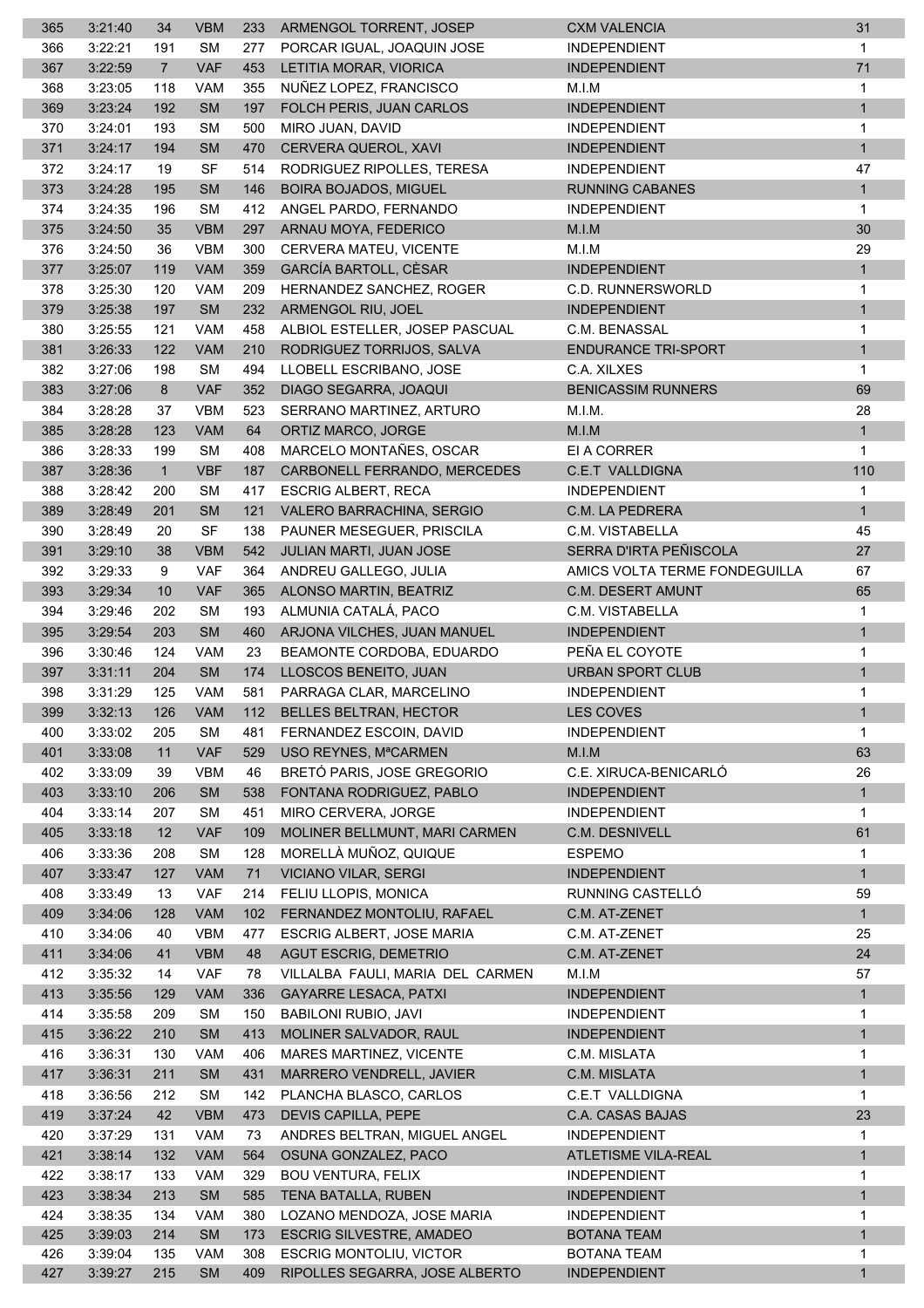| 365 | 3:21:40 | 34 | VBM | 233 | ARMENGOL TORRENT, JOSEP | CXM VALENCIA | 31 |
|---|---|---|---|---|---|---|---|
| 366 | 3:22:21 | 191 | SM | 277 | PORCAR IGUAL, JOAQUIN JOSE | INDEPENDIENT | 1 |
| 367 | 3:22:59 | 7 | VAF | 453 | LETITIA MORAR, VIORICA | INDEPENDIENT | 71 |
| 368 | 3:23:05 | 118 | VAM | 355 | NUÑEZ LOPEZ, FRANCISCO | M.I.M | 1 |
| 369 | 3:23:24 | 192 | SM | 197 | FOLCH PERIS, JUAN CARLOS | INDEPENDIENT | 1 |
| 370 | 3:24:01 | 193 | SM | 500 | MIRO JUAN, DAVID | INDEPENDIENT | 1 |
| 371 | 3:24:17 | 194 | SM | 470 | CERVERA QUEROL, XAVI | INDEPENDIENT | 1 |
| 372 | 3:24:17 | 19 | SF | 514 | RODRIGUEZ RIPOLLES, TERESA | INDEPENDIENT | 47 |
| 373 | 3:24:28 | 195 | SM | 146 | BOIRA BOJADOS, MIGUEL | RUNNING CABANES | 1 |
| 374 | 3:24:35 | 196 | SM | 412 | ANGEL PARDO, FERNANDO | INDEPENDIENT | 1 |
| 375 | 3:24:50 | 35 | VBM | 297 | ARNAU MOYA, FEDERICO | M.I.M | 30 |
| 376 | 3:24:50 | 36 | VBM | 300 | CERVERA MATEU, VICENTE | M.I.M | 29 |
| 377 | 3:25:07 | 119 | VAM | 359 | GARCÍA BARTOLL, CÈSAR | INDEPENDIENT | 1 |
| 378 | 3:25:30 | 120 | VAM | 209 | HERNANDEZ SANCHEZ, ROGER | C.D. RUNNERSWORLD | 1 |
| 379 | 3:25:38 | 197 | SM | 232 | ARMENGOL RIU, JOEL | INDEPENDIENT | 1 |
| 380 | 3:25:55 | 121 | VAM | 458 | ALBIOL ESTELLER, JOSEP PASCUAL | C.M. BENASSAL | 1 |
| 381 | 3:26:33 | 122 | VAM | 210 | RODRIGUEZ TORRIJOS, SALVA | ENDURANCE TRI-SPORT | 1 |
| 382 | 3:27:06 | 198 | SM | 494 | LLOBELL ESCRIBANO, JOSE | C.A. XILXES | 1 |
| 383 | 3:27:06 | 8 | VAF | 352 | DIAGO SEGARRA, JOAQUI | BENICASSIM RUNNERS | 69 |
| 384 | 3:28:28 | 37 | VBM | 523 | SERRANO MARTINEZ, ARTURO | M.I.M. | 28 |
| 385 | 3:28:28 | 123 | VAM | 64 | ORTIZ MARCO, JORGE | M.I.M | 1 |
| 386 | 3:28:33 | 199 | SM | 408 | MARCELO MONTAÑES, OSCAR | EI A CORRER | 1 |
| 387 | 3:28:36 | 1 | VBF | 187 | CARBONELL FERRANDO, MERCEDES | C.E.T VALLDIGNA | 110 |
| 388 | 3:28:42 | 200 | SM | 417 | ESCRIG ALBERT, RECA | INDEPENDIENT | 1 |
| 389 | 3:28:49 | 201 | SM | 121 | VALERO BARRACHINA, SERGIO | C.M. LA PEDRERA | 1 |
| 390 | 3:28:49 | 20 | SF | 138 | PAUNER MESEGUER, PRISCILA | C.M. VISTABELLA | 45 |
| 391 | 3:29:10 | 38 | VBM | 542 | JULIAN MARTI, JUAN JOSE | SERRA D'IRTA PEÑISCOLA | 27 |
| 392 | 3:29:33 | 9 | VAF | 364 | ANDREU GALLEGO, JULIA | AMICS VOLTA TERME FONDEGUILLA | 67 |
| 393 | 3:29:34 | 10 | VAF | 365 | ALONSO MARTIN, BEATRIZ | C.M. DESERT AMUNT | 65 |
| 394 | 3:29:46 | 202 | SM | 193 | ALMUNIA CATALÁ, PACO | C.M. VISTABELLA | 1 |
| 395 | 3:29:54 | 203 | SM | 460 | ARJONA VILCHES, JUAN MANUEL | INDEPENDIENT | 1 |
| 396 | 3:30:46 | 124 | VAM | 23 | BEAMONTE CORDOBA, EDUARDO | PEÑA EL COYOTE | 1 |
| 397 | 3:31:11 | 204 | SM | 174 | LLOSCOS BENEITO, JUAN | URBAN SPORT CLUB | 1 |
| 398 | 3:31:29 | 125 | VAM | 581 | PARRAGA CLAR, MARCELINO | INDEPENDIENT | 1 |
| 399 | 3:32:13 | 126 | VAM | 112 | BELLES BELTRAN, HECTOR | LES COVES | 1 |
| 400 | 3:33:02 | 205 | SM | 481 | FERNANDEZ ESCOIN, DAVID | INDEPENDIENT | 1 |
| 401 | 3:33:08 | 11 | VAF | 529 | USO REYNES, MªCARMEN | M.I.M | 63 |
| 402 | 3:33:09 | 39 | VBM | 46 | BRETÓ PARIS, JOSE GREGORIO | C.E. XIRUCA-BENICARLÓ | 26 |
| 403 | 3:33:10 | 206 | SM | 538 | FONTANA RODRIGUEZ, PABLO | INDEPENDIENT | 1 |
| 404 | 3:33:14 | 207 | SM | 451 | MIRO CERVERA, JORGE | INDEPENDIENT | 1 |
| 405 | 3:33:18 | 12 | VAF | 109 | MOLINER BELLMUNT, MARI CARMEN | C.M. DESNIVELL | 61 |
| 406 | 3:33:36 | 208 | SM | 128 | MORELLÀ MUÑOZ, QUIQUE | ESPEMO | 1 |
| 407 | 3:33:47 | 127 | VAM | 71 | VICIANO VILAR, SERGI | INDEPENDIENT | 1 |
| 408 | 3:33:49 | 13 | VAF | 214 | FELIU LLOPIS, MONICA | RUNNING CASTELLÓ | 59 |
| 409 | 3:34:06 | 128 | VAM | 102 | FERNANDEZ MONTOLIU, RAFAEL | C.M. AT-ZENET | 1 |
| 410 | 3:34:06 | 40 | VBM | 477 | ESCRIG ALBERT, JOSE MARIA | C.M. AT-ZENET | 25 |
| 411 | 3:34:06 | 41 | VBM | 48 | AGUT ESCRIG, DEMETRIO | C.M. AT-ZENET | 24 |
| 412 | 3:35:32 | 14 | VAF | 78 | VILLALBA FAULI, MARIA DEL CARMEN | M.I.M | 57 |
| 413 | 3:35:56 | 129 | VAM | 336 | GAYARRE LESACA, PATXI | INDEPENDIENT | 1 |
| 414 | 3:35:58 | 209 | SM | 150 | BABILONI RUBIO, JAVI | INDEPENDIENT | 1 |
| 415 | 3:36:22 | 210 | SM | 413 | MOLINER SALVADOR, RAUL | INDEPENDIENT | 1 |
| 416 | 3:36:31 | 130 | VAM | 406 | MARES MARTINEZ, VICENTE | C.M. MISLATA | 1 |
| 417 | 3:36:31 | 211 | SM | 431 | MARRERO VENDRELL, JAVIER | C.M. MISLATA | 1 |
| 418 | 3:36:56 | 212 | SM | 142 | PLANCHA BLASCO, CARLOS | C.E.T VALLDIGNA | 1 |
| 419 | 3:37:24 | 42 | VBM | 473 | DEVIS CAPILLA, PEPE | C.A. CASAS BAJAS | 23 |
| 420 | 3:37:29 | 131 | VAM | 73 | ANDRES BELTRAN, MIGUEL ANGEL | INDEPENDIENT | 1 |
| 421 | 3:38:14 | 132 | VAM | 564 | OSUNA GONZALEZ, PACO | ATLETISME VILA-REAL | 1 |
| 422 | 3:38:17 | 133 | VAM | 329 | BOU VENTURA, FELIX | INDEPENDIENT | 1 |
| 423 | 3:38:34 | 213 | SM | 585 | TENA BATALLA, RUBEN | INDEPENDIENT | 1 |
| 424 | 3:38:35 | 134 | VAM | 380 | LOZANO MENDOZA, JOSE MARIA | INDEPENDIENT | 1 |
| 425 | 3:39:03 | 214 | SM | 173 | ESCRIG SILVESTRE, AMADEO | BOTANA TEAM | 1 |
| 426 | 3:39:04 | 135 | VAM | 308 | ESCRIG MONTOLIU, VICTOR | BOTANA TEAM | 1 |
| 427 | 3:39:27 | 215 | SM | 409 | RIPOLLES SEGARRA, JOSE ALBERTO | INDEPENDIENT | 1 |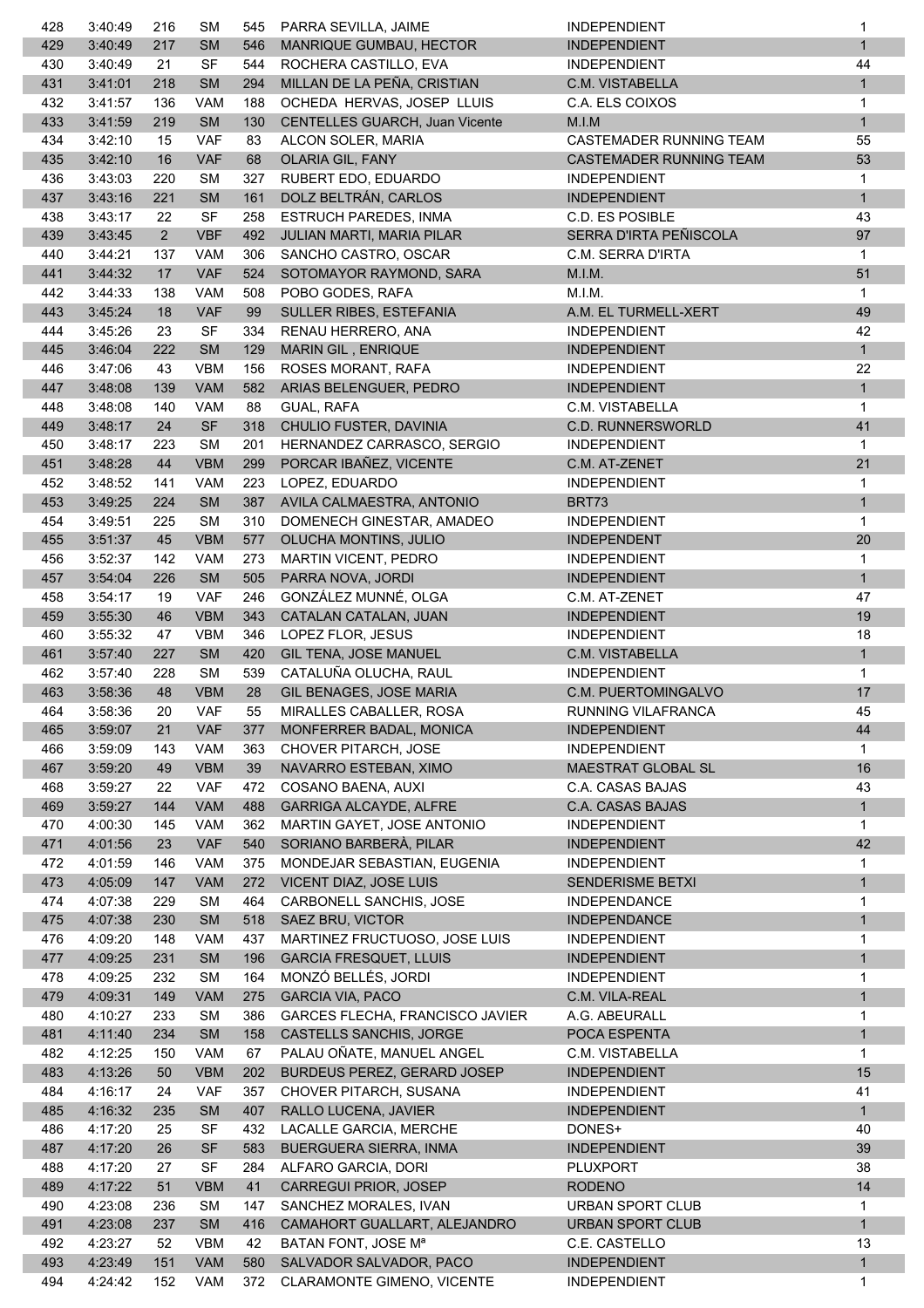| | | | | | | | |
|---|---|---|---|---|---|---|---|
| 428 | 3:40:49 | 216 | SM | 545 | PARRA SEVILLA, JAIME | INDEPENDIENT | 1 |
| 429 | 3:40:49 | 217 | SM | 546 | MANRIQUE GUMBAU, HECTOR | INDEPENDIENT | 1 |
| 430 | 3:40:49 | 21 | SF | 544 | ROCHERA CASTILLO, EVA | INDEPENDIENT | 44 |
| 431 | 3:41:01 | 218 | SM | 294 | MILLAN DE LA PEÑA, CRISTIAN | C.M. VISTABELLA | 1 |
| 432 | 3:41:57 | 136 | VAM | 188 | OCHEDA HERVAS, JOSEP LLUIS | C.A. ELS COIXOS | 1 |
| 433 | 3:41:59 | 219 | SM | 130 | CENTELLES GUARCH, Juan Vicente | M.I.M | 1 |
| 434 | 3:42:10 | 15 | VAF | 83 | ALCON SOLER, MARIA | CASTEMADER RUNNING TEAM | 55 |
| 435 | 3:42:10 | 16 | VAF | 68 | OLARIA GIL, FANY | CASTEMADER RUNNING TEAM | 53 |
| 436 | 3:43:03 | 220 | SM | 327 | RUBERT EDO, EDUARDO | INDEPENDIENT | 1 |
| 437 | 3:43:16 | 221 | SM | 161 | DOLZ BELTRÁN, CARLOS | INDEPENDIENT | 1 |
| 438 | 3:43:17 | 22 | SF | 258 | ESTRUCH PAREDES, INMA | C.D. ES POSIBLE | 43 |
| 439 | 3:43:45 | 2 | VBF | 492 | JULIAN MARTI, MARIA PILAR | SERRA D'IRTA PEÑISCOLA | 97 |
| 440 | 3:44:21 | 137 | VAM | 306 | SANCHO CASTRO, OSCAR | C.M. SERRA D'IRTA | 1 |
| 441 | 3:44:32 | 17 | VAF | 524 | SOTOMAYOR RAYMOND, SARA | M.I.M. | 51 |
| 442 | 3:44:33 | 138 | VAM | 508 | POBO GODES, RAFA | M.I.M. | 1 |
| 443 | 3:45:24 | 18 | VAF | 99 | SULLER RIBES, ESTEFANIA | A.M. EL TURMELL-XERT | 49 |
| 444 | 3:45:26 | 23 | SF | 334 | RENAU HERRERO, ANA | INDEPENDIENT | 42 |
| 445 | 3:46:04 | 222 | SM | 129 | MARIN GIL , ENRIQUE | INDEPENDIENT | 1 |
| 446 | 3:47:06 | 43 | VBM | 156 | ROSES MORANT, RAFA | INDEPENDIENT | 22 |
| 447 | 3:48:08 | 139 | VAM | 582 | ARIAS BELENGUER, PEDRO | INDEPENDIENT | 1 |
| 448 | 3:48:08 | 140 | VAM | 88 | GUAL, RAFA | C.M. VISTABELLA | 1 |
| 449 | 3:48:17 | 24 | SF | 318 | CHULIO FUSTER, DAVINIA | C.D. RUNNERSWORLD | 41 |
| 450 | 3:48:17 | 223 | SM | 201 | HERNANDEZ CARRASCO, SERGIO | INDEPENDIENT | 1 |
| 451 | 3:48:28 | 44 | VBM | 299 | PORCAR IBAÑEZ, VICENTE | C.M. AT-ZENET | 21 |
| 452 | 3:48:52 | 141 | VAM | 223 | LOPEZ, EDUARDO | INDEPENDIENT | 1 |
| 453 | 3:49:25 | 224 | SM | 387 | AVILA CALMAESTRA, ANTONIO | BRT73 | 1 |
| 454 | 3:49:51 | 225 | SM | 310 | DOMENECH GINESTAR, AMADEO | INDEPENDIENT | 1 |
| 455 | 3:51:37 | 45 | VBM | 577 | OLUCHA MONTINS, JULIO | INDEPENDENT | 20 |
| 456 | 3:52:37 | 142 | VAM | 273 | MARTIN VICENT, PEDRO | INDEPENDIENT | 1 |
| 457 | 3:54:04 | 226 | SM | 505 | PARRA NOVA, JORDI | INDEPENDIENT | 1 |
| 458 | 3:54:17 | 19 | VAF | 246 | GONZÁLEZ MUNNÉ, OLGA | C.M. AT-ZENET | 47 |
| 459 | 3:55:30 | 46 | VBM | 343 | CATALAN CATALAN, JUAN | INDEPENDIENT | 19 |
| 460 | 3:55:32 | 47 | VBM | 346 | LOPEZ FLOR, JESUS | INDEPENDIENT | 18 |
| 461 | 3:57:40 | 227 | SM | 420 | GIL TENA, JOSE MANUEL | C.M. VISTABELLA | 1 |
| 462 | 3:57:40 | 228 | SM | 539 | CATALUÑA OLUCHA, RAUL | INDEPENDIENT | 1 |
| 463 | 3:58:36 | 48 | VBM | 28 | GIL BENAGES, JOSE MARIA | C.M. PUERTOMINGALVO | 17 |
| 464 | 3:58:36 | 20 | VAF | 55 | MIRALLES CABALLER, ROSA | RUNNING VILAFRANCA | 45 |
| 465 | 3:59:07 | 21 | VAF | 377 | MONFERRER BADAL, MONICA | INDEPENDIENT | 44 |
| 466 | 3:59:09 | 143 | VAM | 363 | CHOVER PITARCH, JOSE | INDEPENDIENT | 1 |
| 467 | 3:59:20 | 49 | VBM | 39 | NAVARRO ESTEBAN, XIMO | MAESTRAT GLOBAL SL | 16 |
| 468 | 3:59:27 | 22 | VAF | 472 | COSANO BAENA, AUXI | C.A. CASAS BAJAS | 43 |
| 469 | 3:59:27 | 144 | VAM | 488 | GARRIGA ALCAYDE, ALFRE | C.A. CASAS BAJAS | 1 |
| 470 | 4:00:30 | 145 | VAM | 362 | MARTIN GAYET, JOSE ANTONIO | INDEPENDIENT | 1 |
| 471 | 4:01:56 | 23 | VAF | 540 | SORIANO BARBERÀ, PILAR | INDEPENDIENT | 42 |
| 472 | 4:01:59 | 146 | VAM | 375 | MONDEJAR SEBASTIAN, EUGENIA | INDEPENDIENT | 1 |
| 473 | 4:05:09 | 147 | VAM | 272 | VICENT DIAZ, JOSE LUIS | SENDERISME BETXI | 1 |
| 474 | 4:07:38 | 229 | SM | 464 | CARBONELL SANCHIS, JOSE | INDEPENDANCE | 1 |
| 475 | 4:07:38 | 230 | SM | 518 | SAEZ BRU, VICTOR | INDEPENDANCE | 1 |
| 476 | 4:09:20 | 148 | VAM | 437 | MARTINEZ FRUCTUOSO, JOSE LUIS | INDEPENDIENT | 1 |
| 477 | 4:09:25 | 231 | SM | 196 | GARCIA FRESQUET, LLUIS | INDEPENDIENT | 1 |
| 478 | 4:09:25 | 232 | SM | 164 | MONZÓ BELLÉS, JORDI | INDEPENDIENT | 1 |
| 479 | 4:09:31 | 149 | VAM | 275 | GARCIA VIA, PACO | C.M. VILA-REAL | 1 |
| 480 | 4:10:27 | 233 | SM | 386 | GARCES FLECHA, FRANCISCO JAVIER | A.G. ABEURALL | 1 |
| 481 | 4:11:40 | 234 | SM | 158 | CASTELLS SANCHIS, JORGE | POCA ESPENTA | 1 |
| 482 | 4:12:25 | 150 | VAM | 67 | PALAU OÑATE, MANUEL ANGEL | C.M. VISTABELLA | 1 |
| 483 | 4:13:26 | 50 | VBM | 202 | BURDEUS PEREZ, GERARD JOSEP | INDEPENDIENT | 15 |
| 484 | 4:16:17 | 24 | VAF | 357 | CHOVER PITARCH, SUSANA | INDEPENDIENT | 41 |
| 485 | 4:16:32 | 235 | SM | 407 | RALLO LUCENA, JAVIER | INDEPENDIENT | 1 |
| 486 | 4:17:20 | 25 | SF | 432 | LACALLE GARCIA, MERCHE | DONES+ | 40 |
| 487 | 4:17:20 | 26 | SF | 583 | BUERGUERA SIERRA, INMA | INDEPENDIENT | 39 |
| 488 | 4:17:20 | 27 | SF | 284 | ALFARO GARCIA, DORI | PLUXPORT | 38 |
| 489 | 4:17:22 | 51 | VBM | 41 | CARREGUI PRIOR, JOSEP | RODENO | 14 |
| 490 | 4:23:08 | 236 | SM | 147 | SANCHEZ MORALES, IVAN | URBAN SPORT CLUB | 1 |
| 491 | 4:23:08 | 237 | SM | 416 | CAMAHORT GUALLART, ALEJANDRO | URBAN SPORT CLUB | 1 |
| 492 | 4:23:27 | 52 | VBM | 42 | BATAN FONT, JOSE Mª | C.E. CASTELLO | 13 |
| 493 | 4:23:49 | 151 | VAM | 580 | SALVADOR SALVADOR, PACO | INDEPENDIENT | 1 |
| 494 | 4:24:42 | 152 | VAM | 372 | CLARAMONTE GIMENO, VICENTE | INDEPENDIENT | 1 |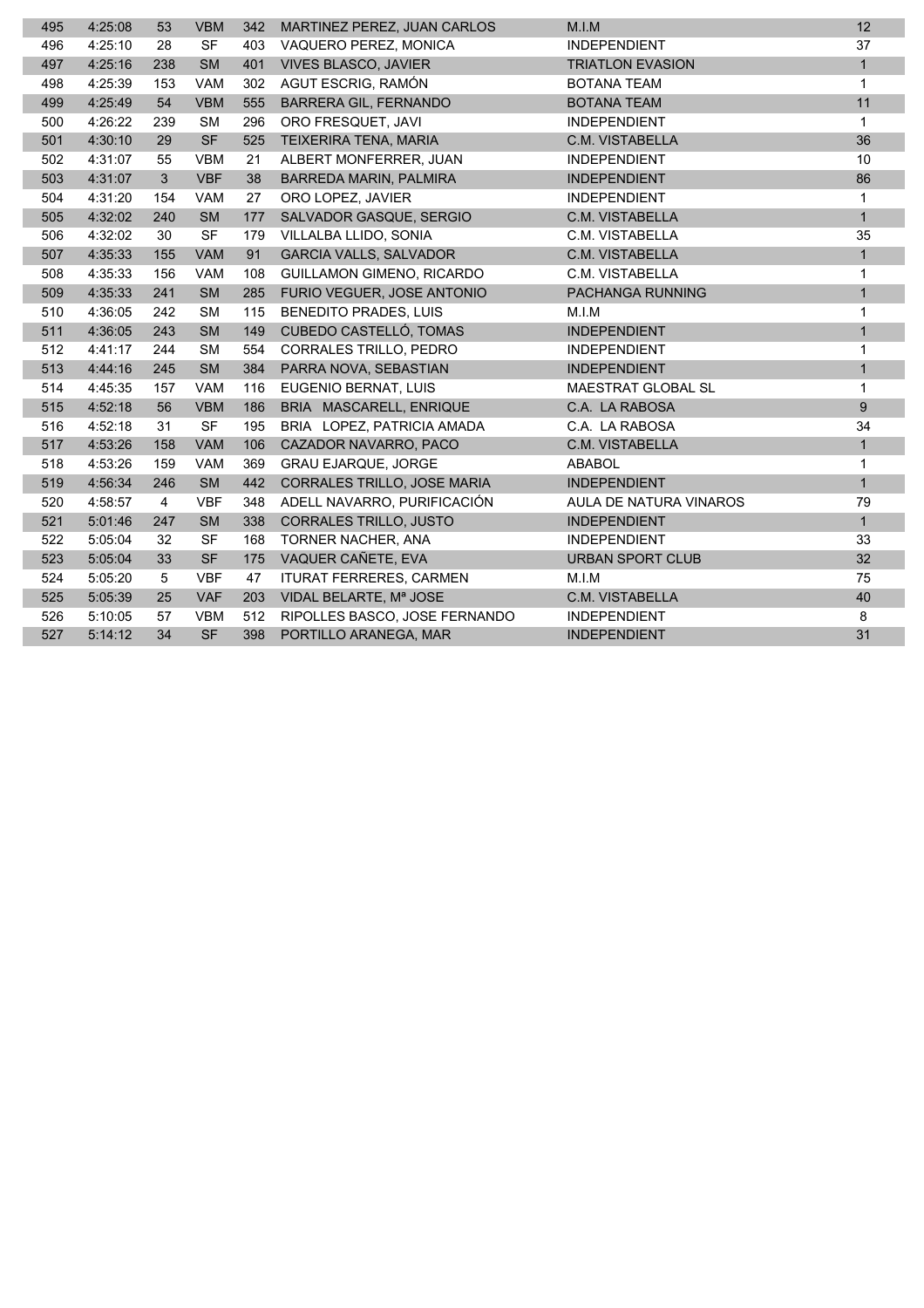| | | | | | | | |
|---|---|---|---|---|---|---|---|
| 495 | 4:25:08 | 53 | VBM | 342 | MARTINEZ PEREZ, JUAN CARLOS | M.I.M | 12 |
| 496 | 4:25:10 | 28 | SF | 403 | VAQUERO PEREZ, MONICA | INDEPENDIENT | 37 |
| 497 | 4:25:16 | 238 | SM | 401 | VIVES BLASCO, JAVIER | TRIATLON EVASION | 1 |
| 498 | 4:25:39 | 153 | VAM | 302 | AGUT ESCRIG, RAMÓN | BOTANA TEAM | 1 |
| 499 | 4:25:49 | 54 | VBM | 555 | BARRERA GIL, FERNANDO | BOTANA TEAM | 11 |
| 500 | 4:26:22 | 239 | SM | 296 | ORO FRESQUET, JAVI | INDEPENDIENT | 1 |
| 501 | 4:30:10 | 29 | SF | 525 | TEIXERIRA TENA, MARIA | C.M. VISTABELLA | 36 |
| 502 | 4:31:07 | 55 | VBM | 21 | ALBERT MONFERRER, JUAN | INDEPENDIENT | 10 |
| 503 | 4:31:07 | 3 | VBF | 38 | BARREDA MARIN, PALMIRA | INDEPENDIENT | 86 |
| 504 | 4:31:20 | 154 | VAM | 27 | ORO LOPEZ, JAVIER | INDEPENDIENT | 1 |
| 505 | 4:32:02 | 240 | SM | 177 | SALVADOR GASQUE, SERGIO | C.M. VISTABELLA | 1 |
| 506 | 4:32:02 | 30 | SF | 179 | VILLALBA LLIDO, SONIA | C.M. VISTABELLA | 35 |
| 507 | 4:35:33 | 155 | VAM | 91 | GARCIA VALLS, SALVADOR | C.M. VISTABELLA | 1 |
| 508 | 4:35:33 | 156 | VAM | 108 | GUILLAMON GIMENO, RICARDO | C.M. VISTABELLA | 1 |
| 509 | 4:35:33 | 241 | SM | 285 | FURIO VEGUER, JOSE ANTONIO | PACHANGA RUNNING | 1 |
| 510 | 4:36:05 | 242 | SM | 115 | BENEDITO PRADES, LUIS | M.I.M | 1 |
| 511 | 4:36:05 | 243 | SM | 149 | CUBEDO CASTELLÓ, TOMAS | INDEPENDIENT | 1 |
| 512 | 4:41:17 | 244 | SM | 554 | CORRALES TRILLO, PEDRO | INDEPENDIENT | 1 |
| 513 | 4:44:16 | 245 | SM | 384 | PARRA NOVA, SEBASTIAN | INDEPENDIENT | 1 |
| 514 | 4:45:35 | 157 | VAM | 116 | EUGENIO BERNAT, LUIS | MAESTRAT GLOBAL SL | 1 |
| 515 | 4:52:18 | 56 | VBM | 186 | BRIA MASCARELL, ENRIQUE | C.A. LA RABOSA | 9 |
| 516 | 4:52:18 | 31 | SF | 195 | BRIA LOPEZ, PATRICIA AMADA | C.A. LA RABOSA | 34 |
| 517 | 4:53:26 | 158 | VAM | 106 | CAZADOR NAVARRO, PACO | C.M. VISTABELLA | 1 |
| 518 | 4:53:26 | 159 | VAM | 369 | GRAU EJARQUE, JORGE | ABABOL | 1 |
| 519 | 4:56:34 | 246 | SM | 442 | CORRALES TRILLO, JOSE MARIA | INDEPENDIENT | 1 |
| 520 | 4:58:57 | 4 | VBF | 348 | ADELL NAVARRO, PURIFICACIÓN | AULA DE NATURA VINAROS | 79 |
| 521 | 5:01:46 | 247 | SM | 338 | CORRALES TRILLO, JUSTO | INDEPENDIENT | 1 |
| 522 | 5:05:04 | 32 | SF | 168 | TORNER NACHER, ANA | INDEPENDIENT | 33 |
| 523 | 5:05:04 | 33 | SF | 175 | VAQUER CAÑETE, EVA | URBAN SPORT CLUB | 32 |
| 524 | 5:05:20 | 5 | VBF | 47 | ITURAT FERRERES, CARMEN | M.I.M | 75 |
| 525 | 5:05:39 | 25 | VAF | 203 | VIDAL BELARTE, Mª JOSE | C.M. VISTABELLA | 40 |
| 526 | 5:10:05 | 57 | VBM | 512 | RIPOLLES BASCO, JOSE FERNANDO | INDEPENDIENT | 8 |
| 527 | 5:14:12 | 34 | SF | 398 | PORTILLO ARANEGA, MAR | INDEPENDIENT | 31 |